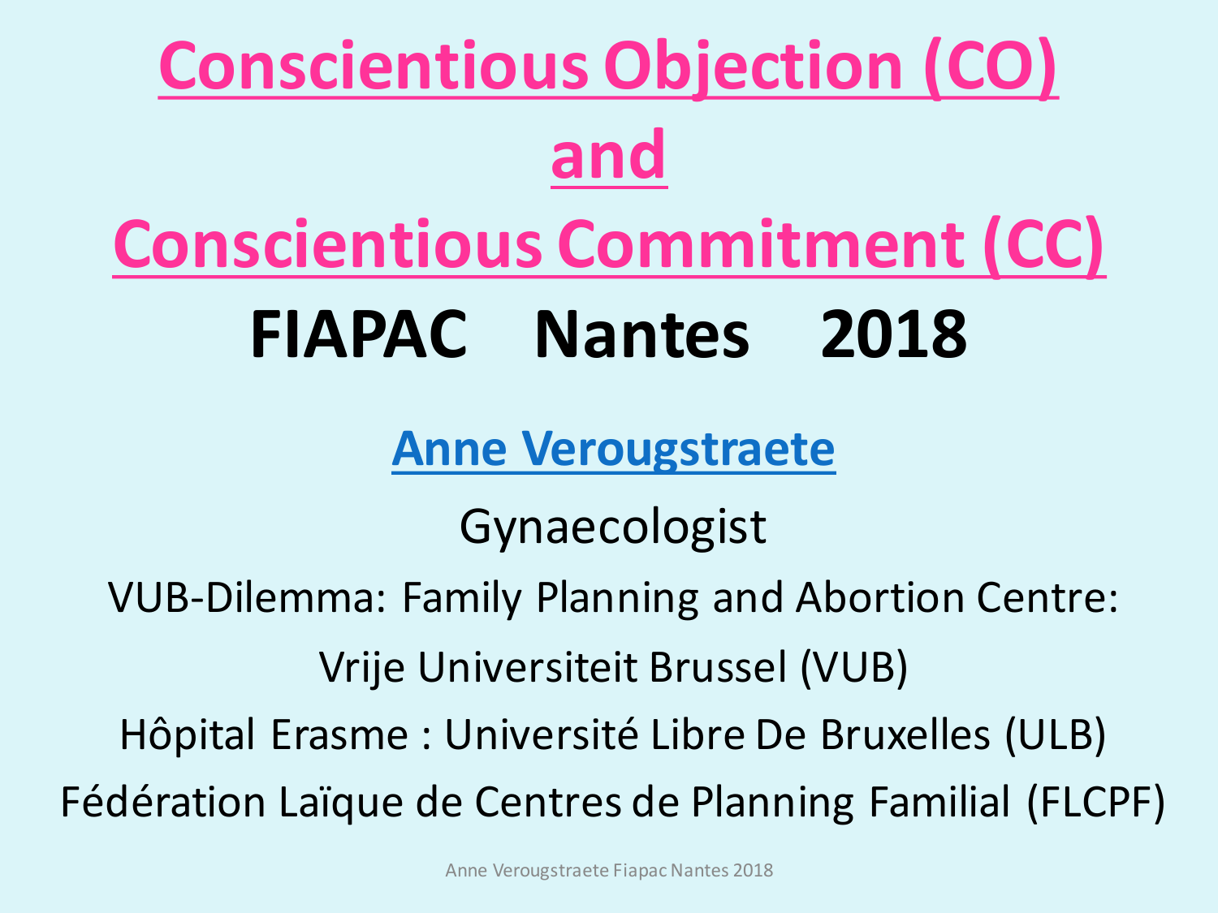# Conscientious Objection (CO) and Conscientious Commitment (CC)

## FIAPAC Nantes 2018

**Anne Verougstraete**

Gynaecologist

VUB-Dilemma: Family Planning and Abortion Centre:

Vrije Universiteit Brussel (VUB)

Hôpital Erasme : Université Libre De Bruxelles (ULB)

Fédération Laïque de Centres de Planning Familial (FLCPF)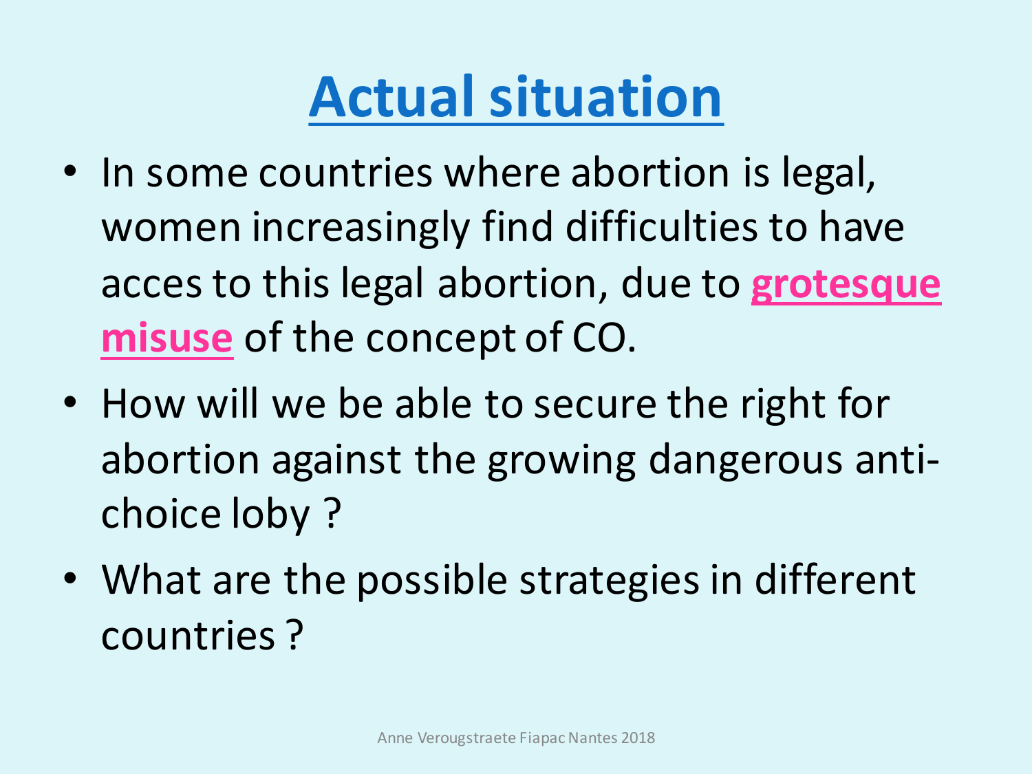# Actual situation

- In some countries where abortion is legal, women increasingly find difficulties to have acces to this legal abortion, due to **grotesque misuse** of the concept of CO.
- How will we be able to secure the right for abortion against the growing dangerous anti-choice loby ?
- What are the possible strategies in different countries ?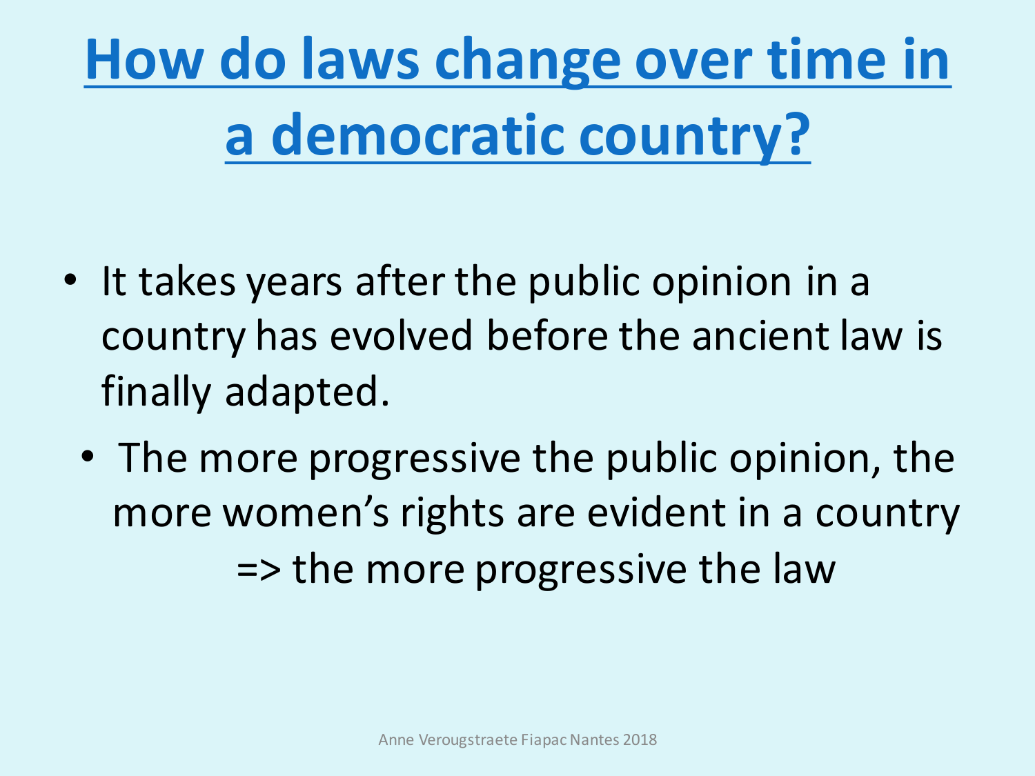# How do laws change over time in a democratic country?

- It takes years after the public opinion in a country has evolved before the ancient law is finally adapted.
  - The more progressive the public opinion, the more women's rights are evident in a country => the more progressive the law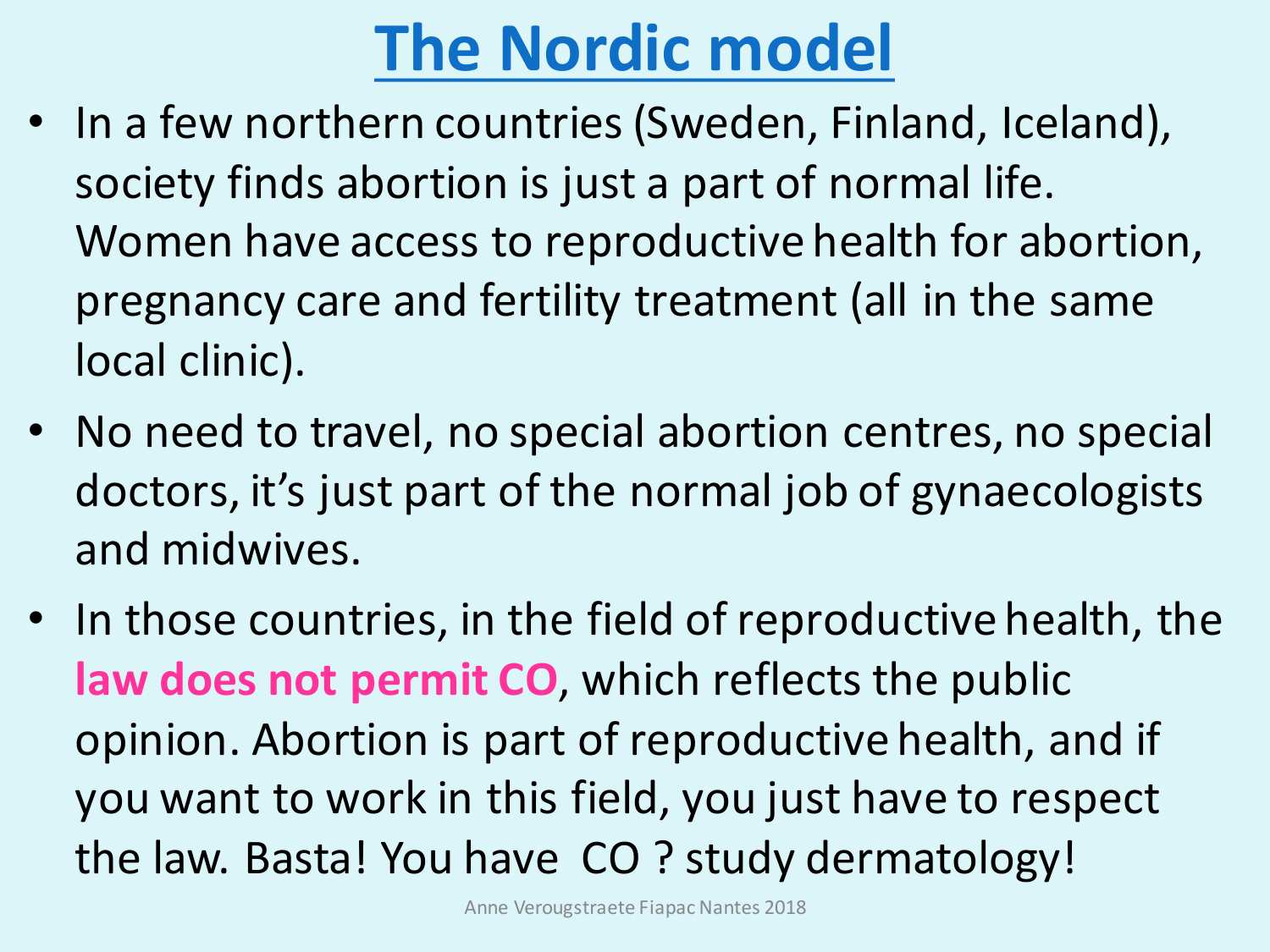# The Nordic model

- In a few northern countries (Sweden, Finland, Iceland), society finds abortion is just a part of normal life. Women have access to reproductive health for abortion, pregnancy care and fertility treatment (all in the same local clinic).
- No need to travel, no special abortion centres, no special doctors, it's just part of the normal job of gynaecologists and midwives.
- In those countries, in the field of reproductive health, the **law does not permit CO**, which reflects the public opinion. Abortion is part of reproductive health, and if you want to work in this field, you just have to respect the law. Basta! You have CO ? study dermatology!

Anne Verougstraete Fiapac Nantes 2018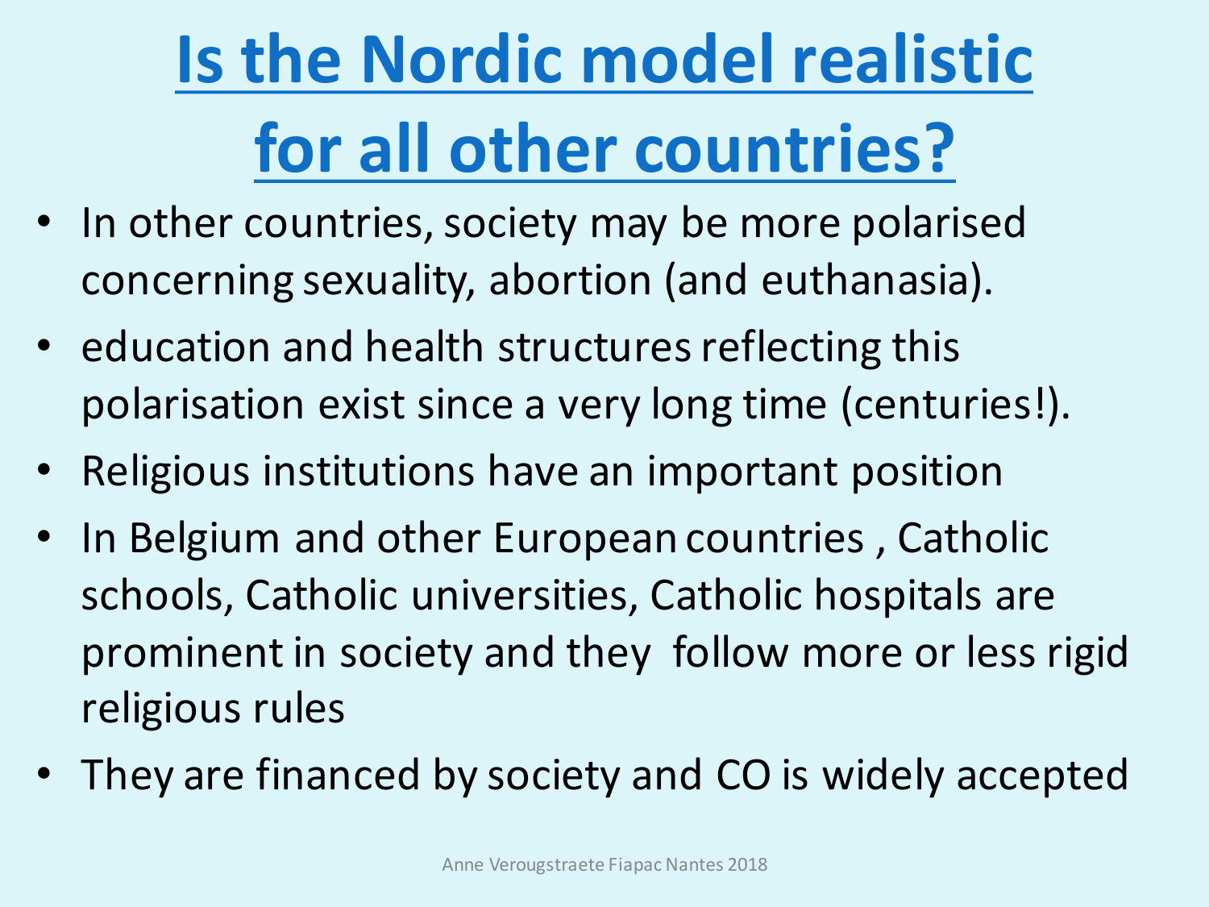# Is the Nordic model realistic for all other countries?

- In other countries, society may be more polarised concerning sexuality, abortion (and euthanasia).
- education and health structures reflecting this polarisation exist since a very long time (centuries!).
- Religious institutions have an important position
- In Belgium and other European countries , Catholic schools, Catholic universities, Catholic hospitals are prominent in society and they follow more or less rigid religious rules
- They are financed by society and CO is widely accepted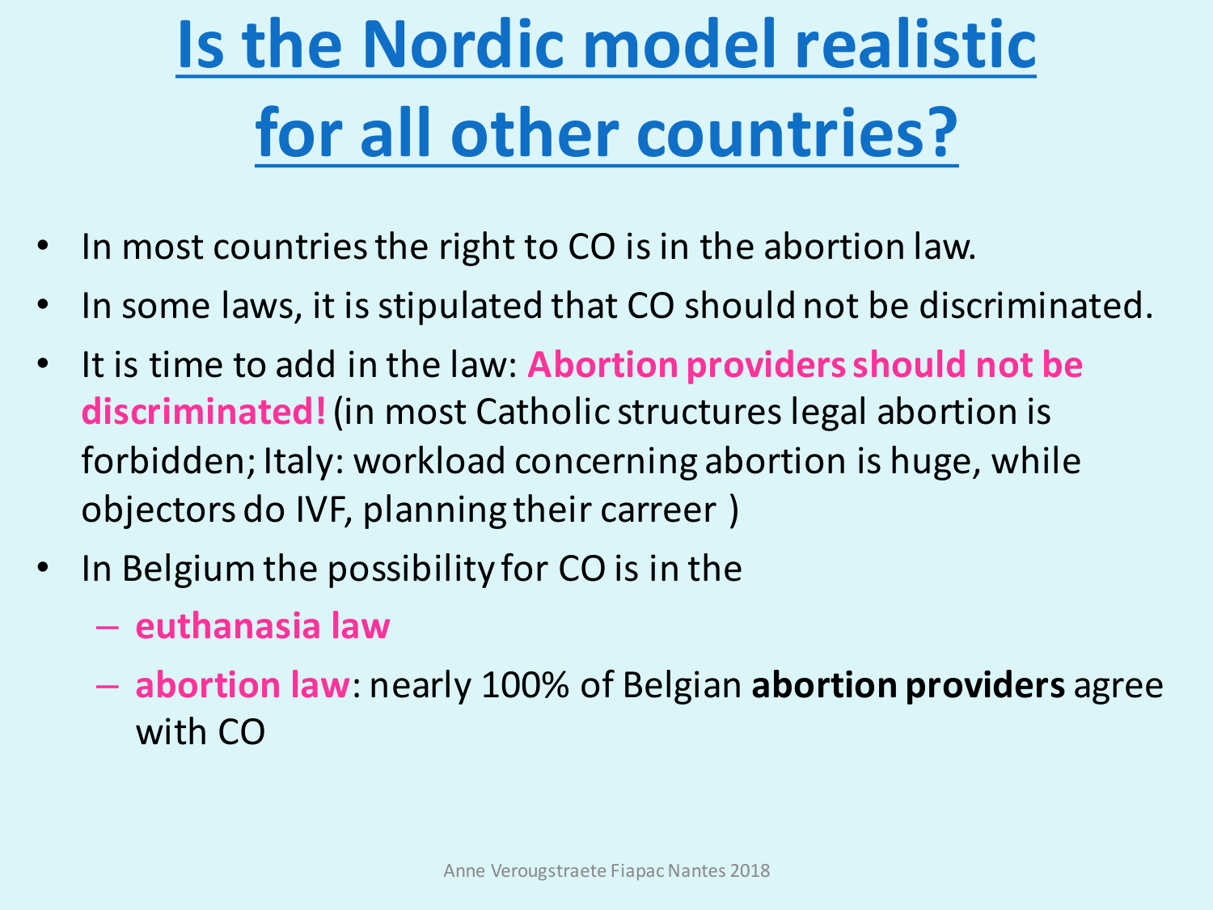# Is the Nordic model realistic for all other countries?

- In most countries the right to CO is in the abortion law.
- In some laws, it is stipulated that CO should not be discriminated.
- It is time to add in the law: **Abortion providers should not be discriminated!** (in most Catholic structures legal abortion is forbidden; Italy: workload concerning abortion is huge, while objectors do IVF, planning their carreer )
- In Belgium the possibility for CO is in the
  - **euthanasia law**
  - **abortion law**: nearly 100% of Belgian **abortion providers** agree with CO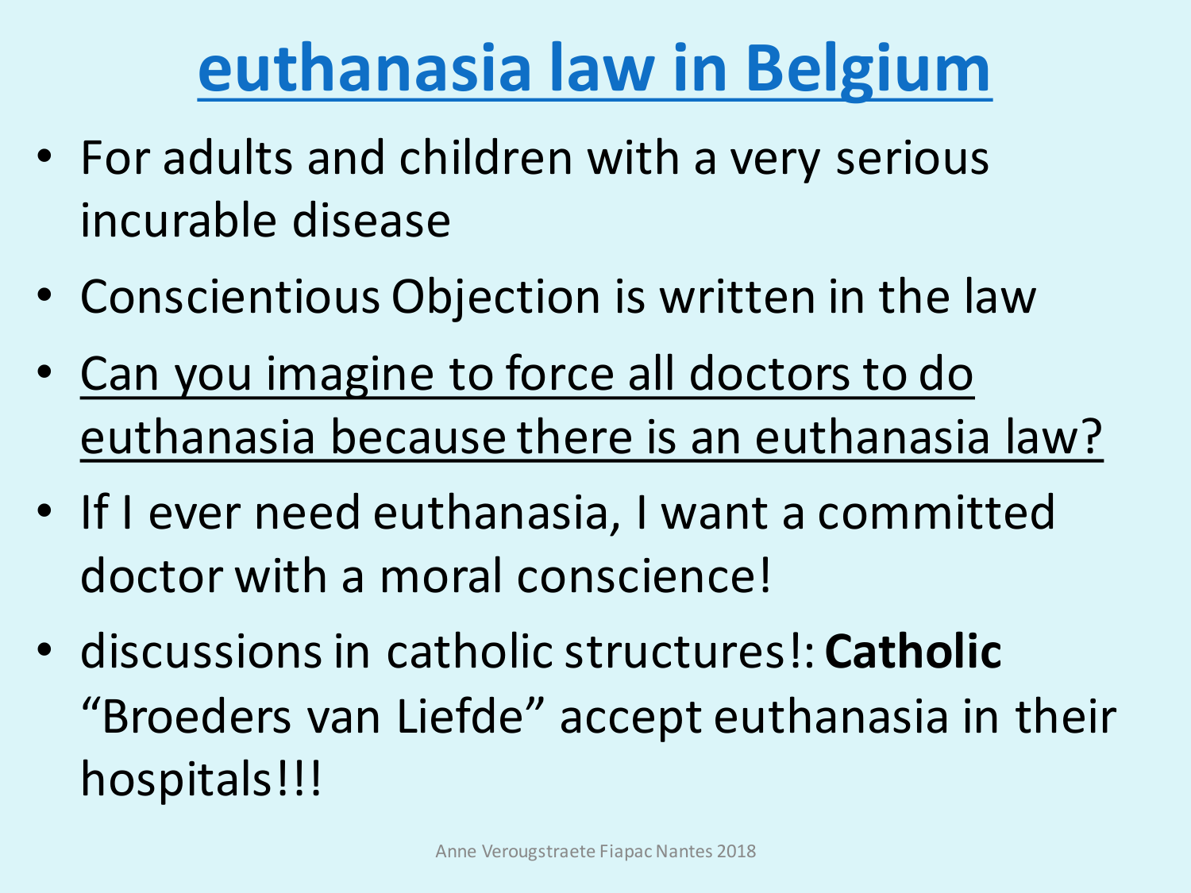# euthanasia law in Belgium

- For adults and children with a very serious incurable disease
- Conscientious Objection is written in the law
- Can you imagine to force all doctors to do euthanasia because there is an euthanasia law?
- If I ever need euthanasia, I want a committed doctor with a moral conscience!
- discussions in catholic structures!: **Catholic** "Broeders van Liefde" accept euthanasia in their hospitals!!!

Anne Verougstraete Fiapac Nantes 2018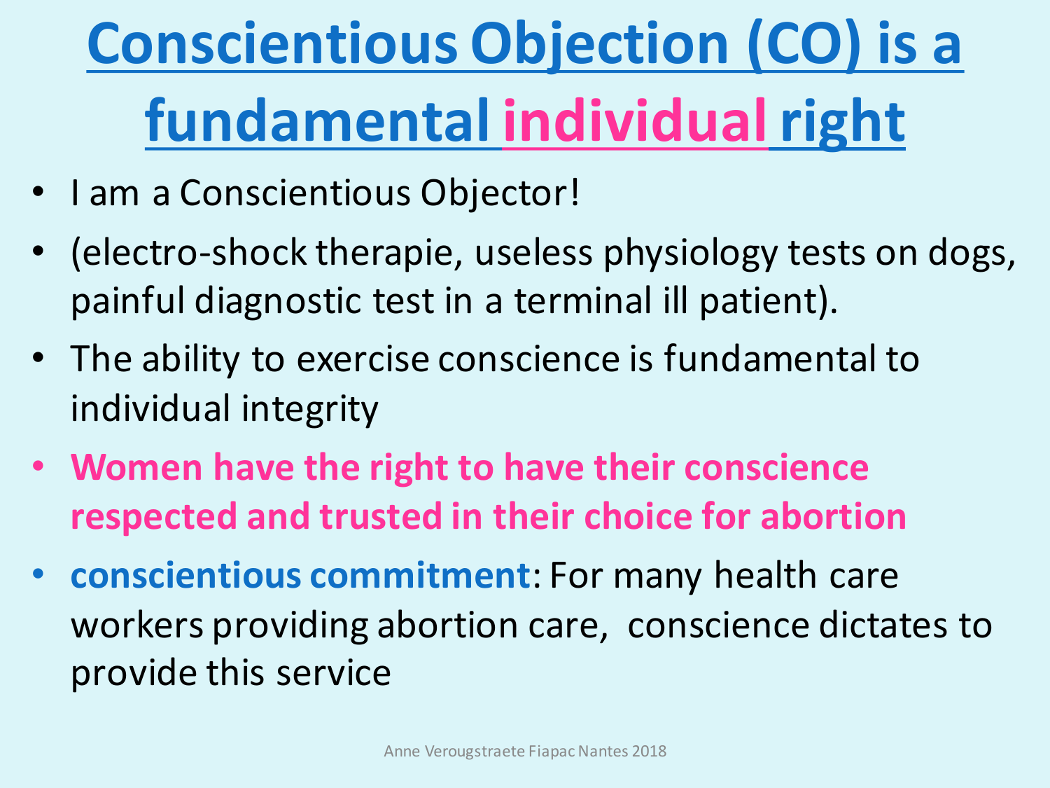# Conscientious Objection (CO) is a fundamental individual right

- I am a Conscientious Objector!
- (electro-shock therapie, useless physiology tests on dogs, painful diagnostic test in a terminal ill patient).
- The ability to exercise conscience is fundamental to individual integrity
- **Women have the right to have their conscience respected and trusted in their choice for abortion**
- **conscientious commitment**: For many health care workers providing abortion care, conscience dictates to provide this service

Anne Verougstraete Fiapac Nantes 2018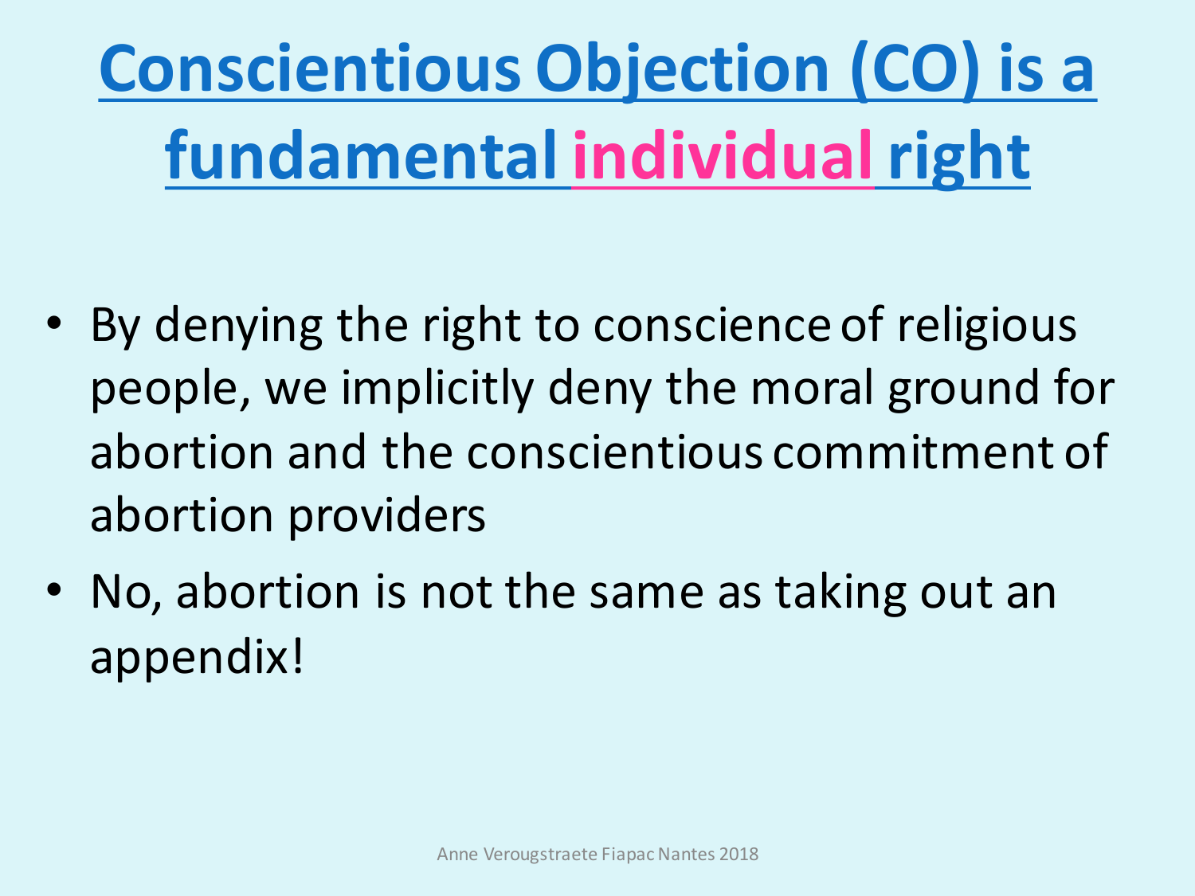# Conscientious Objection (CO) is a fundamental individual right

- By denying the right to conscience of religious people, we implicitly deny the moral ground for abortion and the conscientious commitment of abortion providers
- No, abortion is not the same as taking out an appendix!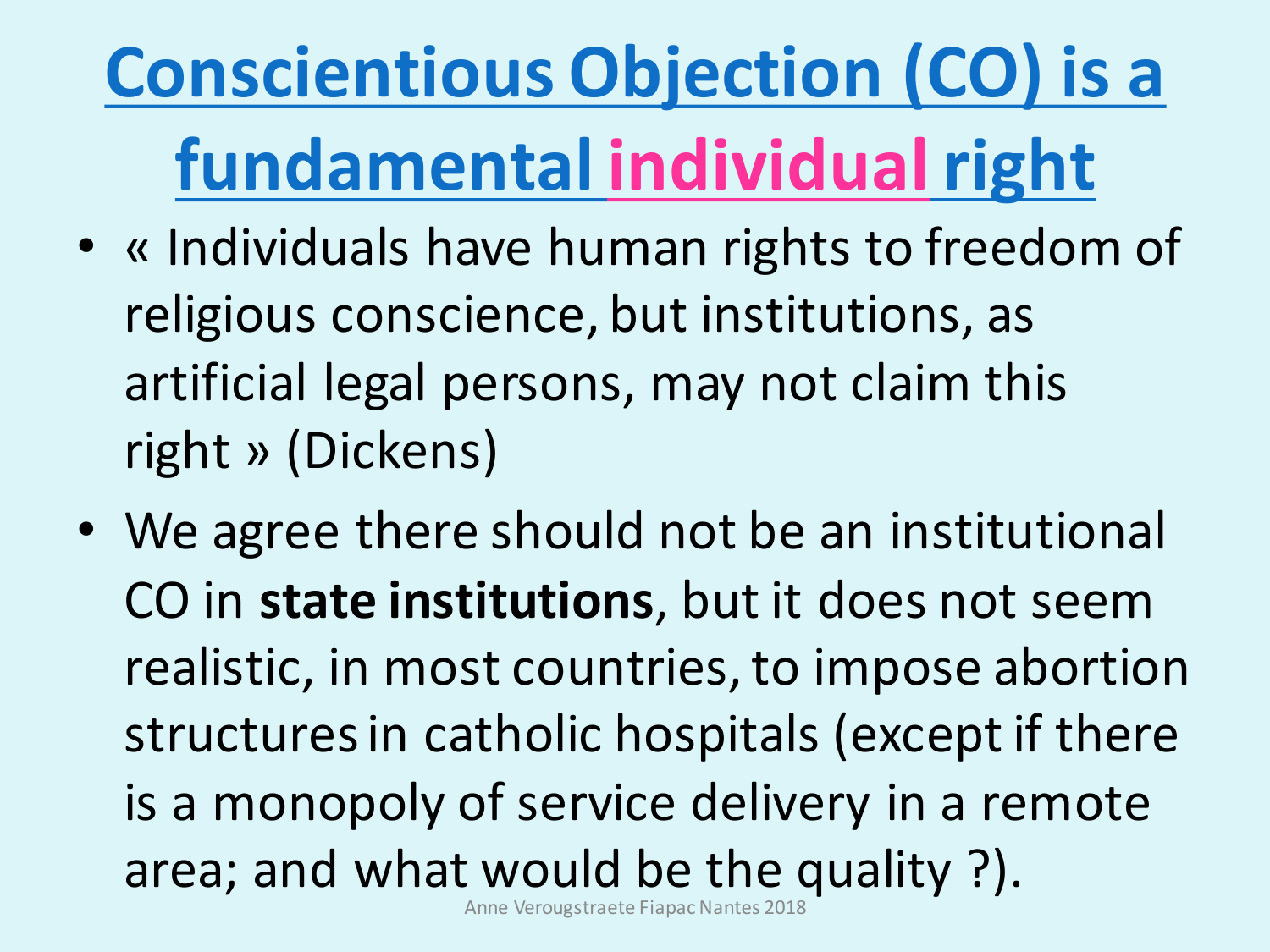# Conscientious Objection (CO) is a fundamental individual right

- « Individuals have human rights to freedom of religious conscience, but institutions, as artificial legal persons, may not claim this right » (Dickens)
- We agree there should not be an institutional CO in **state institutions**, but it does not seem realistic, in most countries, to impose abortion structures in catholic hospitals (except if there is a monopoly of service delivery in a remote area; and what would be the quality ?).

Anne Verougstraete Fiapac Nantes 2018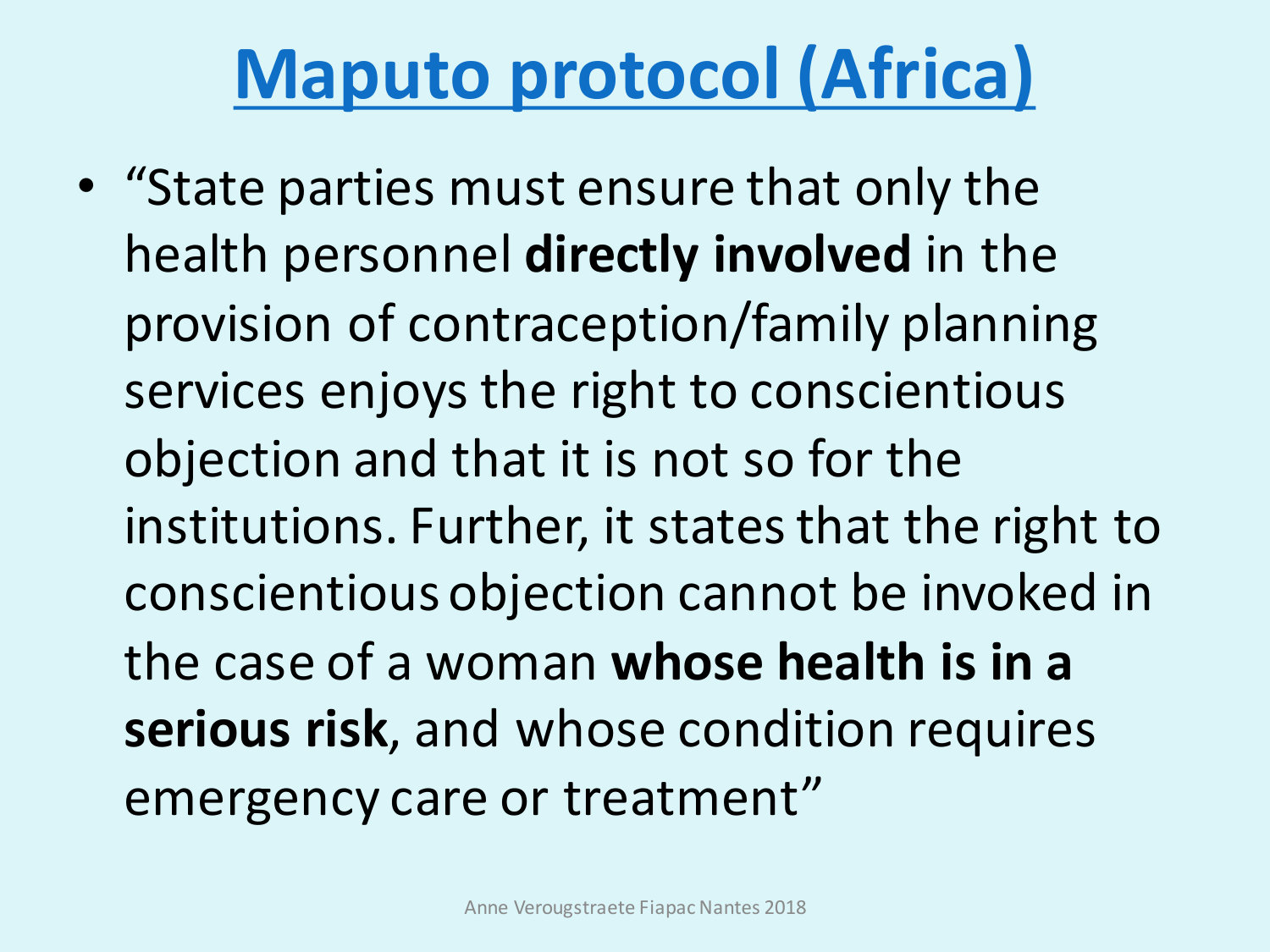# Maputo protocol (Africa)

- "State parties must ensure that only the health personnel **directly involved** in the provision of contraception/family planning services enjoys the right to conscientious objection and that it is not so for the institutions. Further, it states that the right to conscientious objection cannot be invoked in the case of a woman **whose health is in a serious risk**, and whose condition requires emergency care or treatment"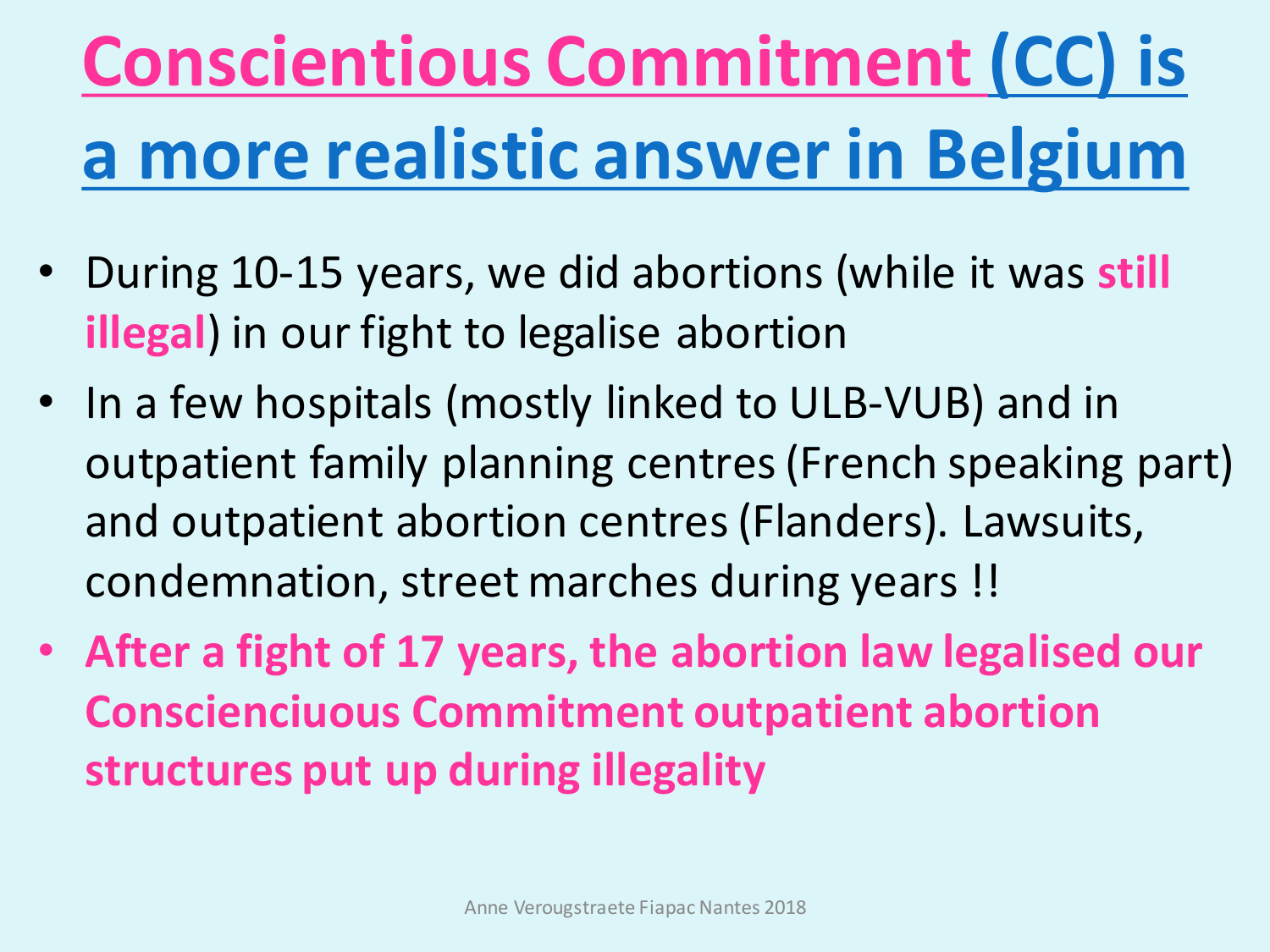# Conscientious Commitment (CC) is a more realistic answer in Belgium

- During 10-15 years, we did abortions (while it was **still illegal**) in our fight to legalise abortion
- In a few hospitals (mostly linked to ULB-VUB) and in outpatient family planning centres (French speaking part) and outpatient abortion centres (Flanders). Lawsuits, condemnation, street marches during years !!
- **After a fight of 17 years, the abortion law legalised our Consciencíuous Commitment outpatient abortion structures put up during illegality**

Anne Verougstraete Fiapac Nantes 2018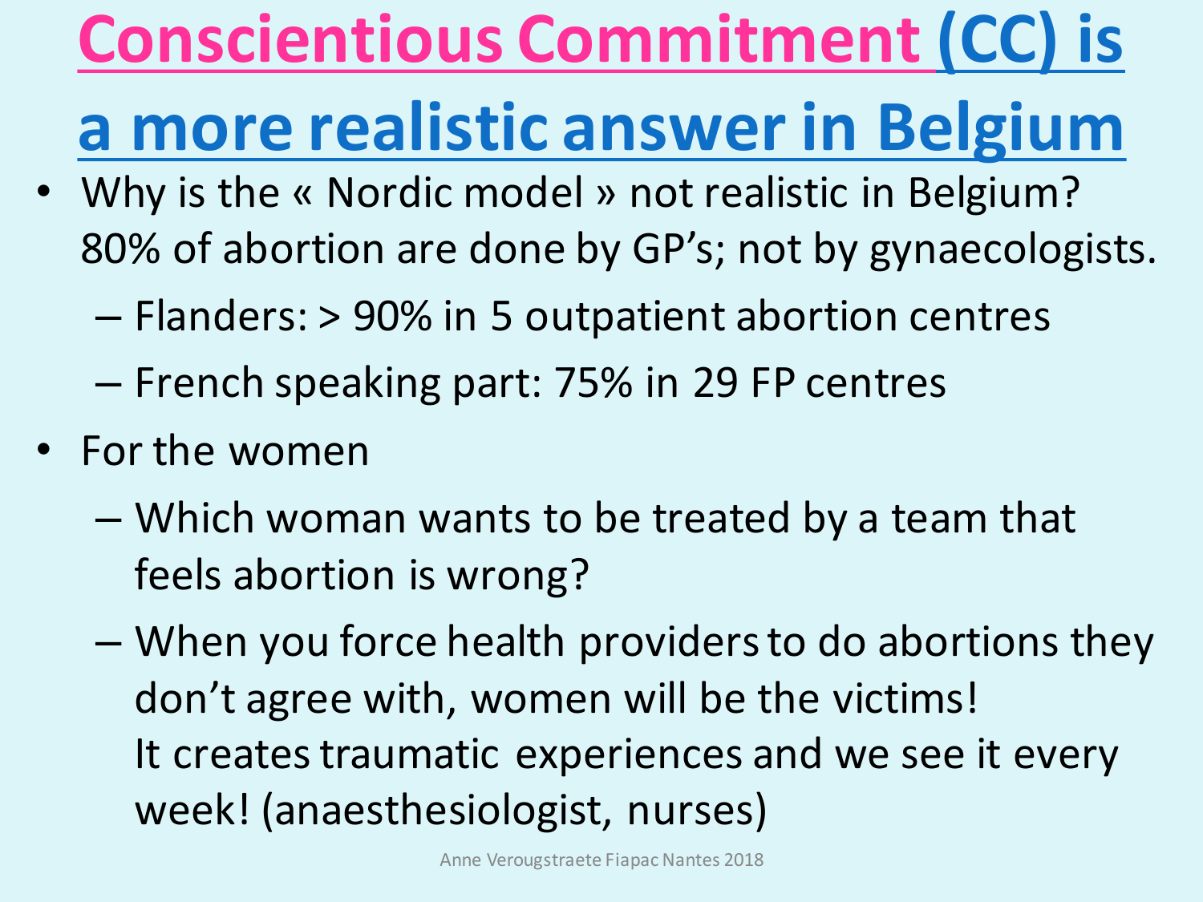# Conscientious Commitment (CC) is a more realistic answer in Belgium

- Why is the « Nordic model » not realistic in Belgium? 80% of abortion are done by GP's; not by gynaecologists.
  - Flanders: > 90% in 5 outpatient abortion centres
  - French speaking part: 75% in 29 FP centres
- For the women
  - Which woman wants to be treated by a team that feels abortion is wrong?
  - When you force health providers to do abortions they don't agree with, women will be the victims!
    It creates traumatic experiences and we see it every week! (anaesthesiologist, nurses)

Anne Verougstraete Fiapac Nantes 2018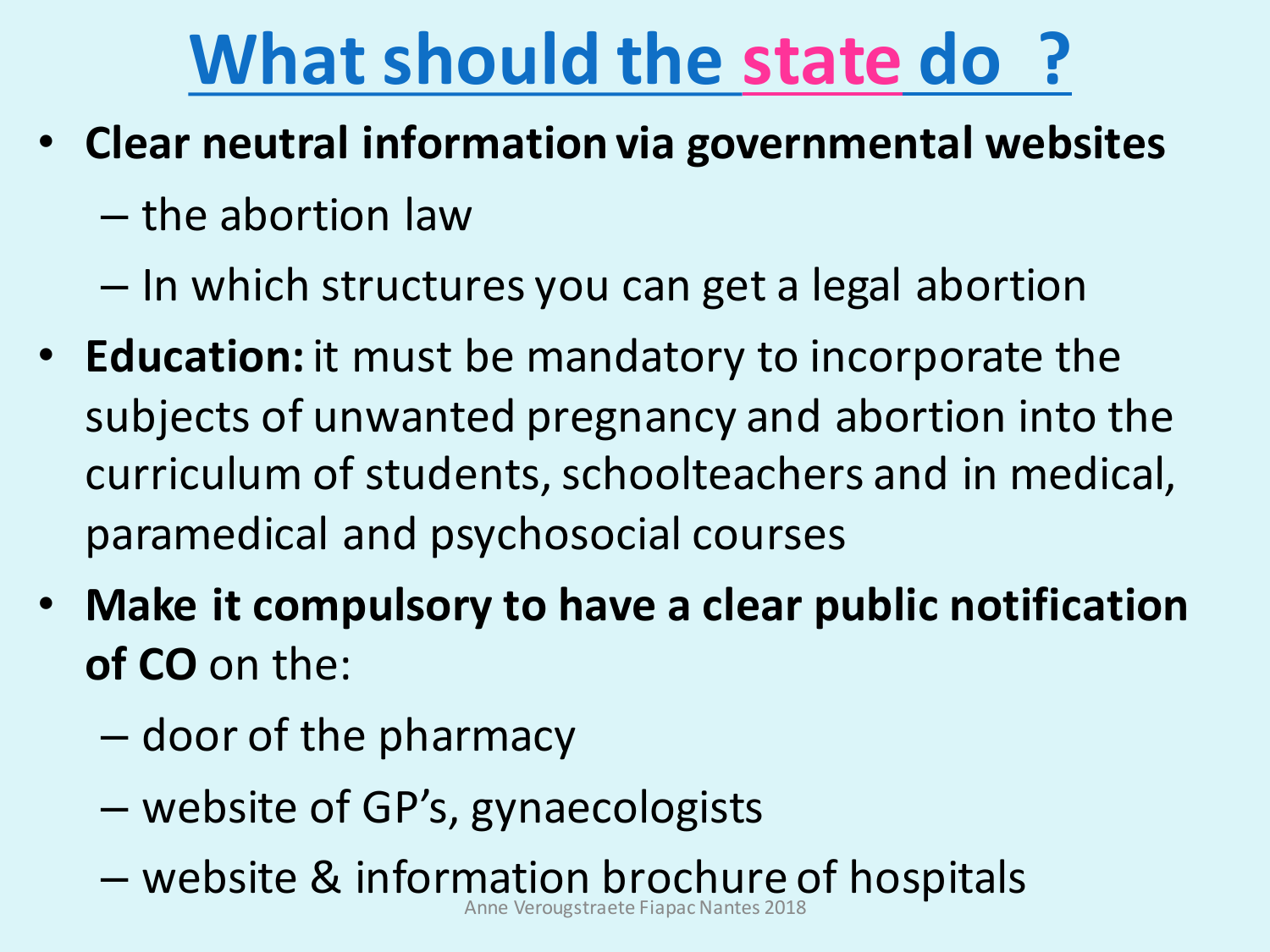# What should the state do ?

- **Clear neutral information via governmental websites**
  - the abortion law
  - In which structures you can get a legal abortion
- **Education:** it must be mandatory to incorporate the subjects of unwanted pregnancy and abortion into the curriculum of students, schoolteachers and in medical, paramedical and psychosocial courses
- **Make it compulsory to have a clear public notification of CO** on the:
  - door of the pharmacy
  - website of GP's, gynaecologists
  - website & information brochure of hospitals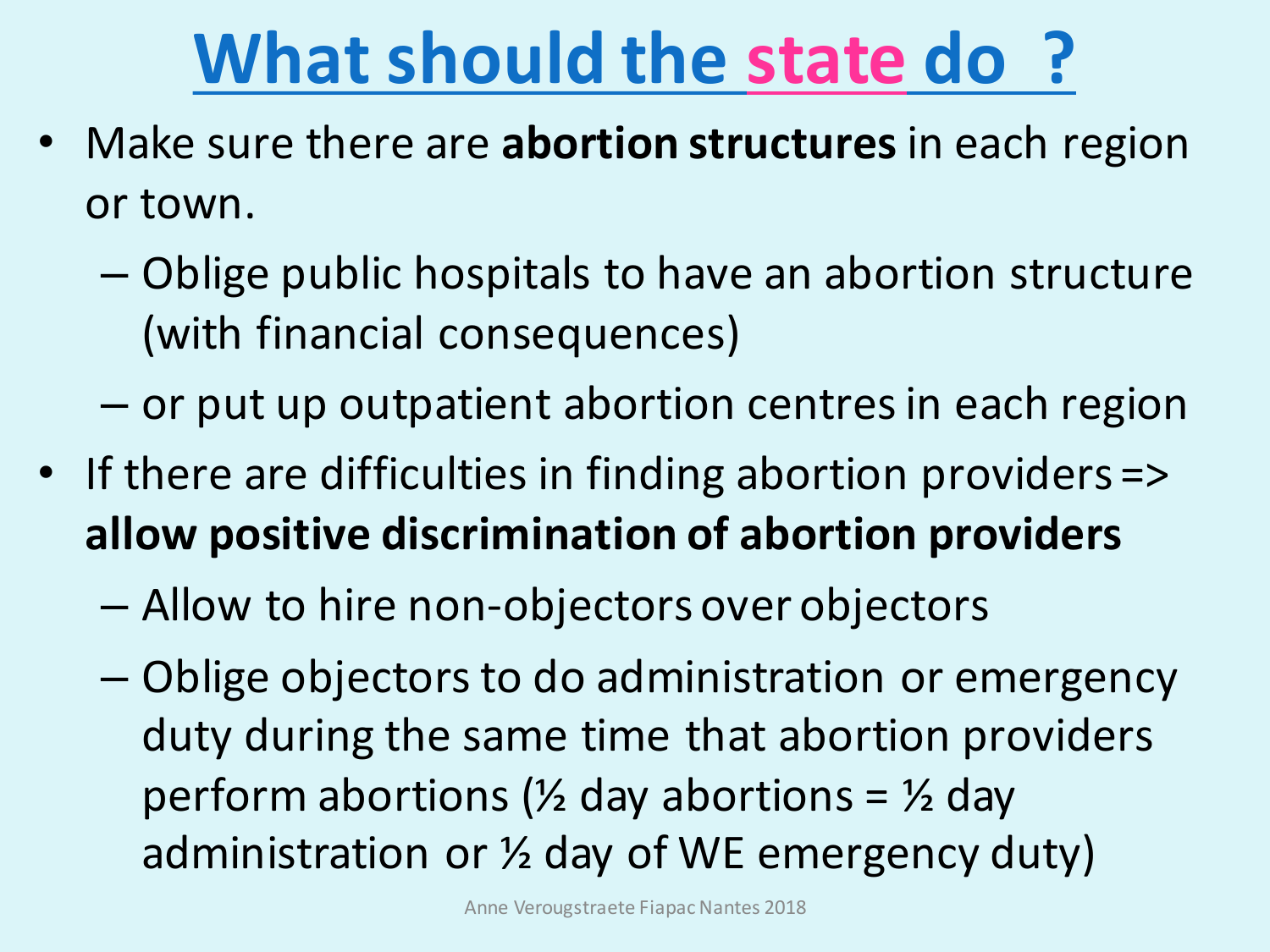# What should the state do ?

- Make sure there are **abortion structures** in each region or town.
  - Oblige public hospitals to have an abortion structure (with financial consequences)
  - or put up outpatient abortion centres in each region
- If there are difficulties in finding abortion providers => **allow positive discrimination of abortion providers**
  - Allow to hire non-objectors over objectors
  - Oblige objectors to do administration or emergency duty during the same time that abortion providers perform abortions (½ day abortions = ½ day administration or ½ day of WE emergency duty)

Anne Verougstraete Fiapac Nantes 2018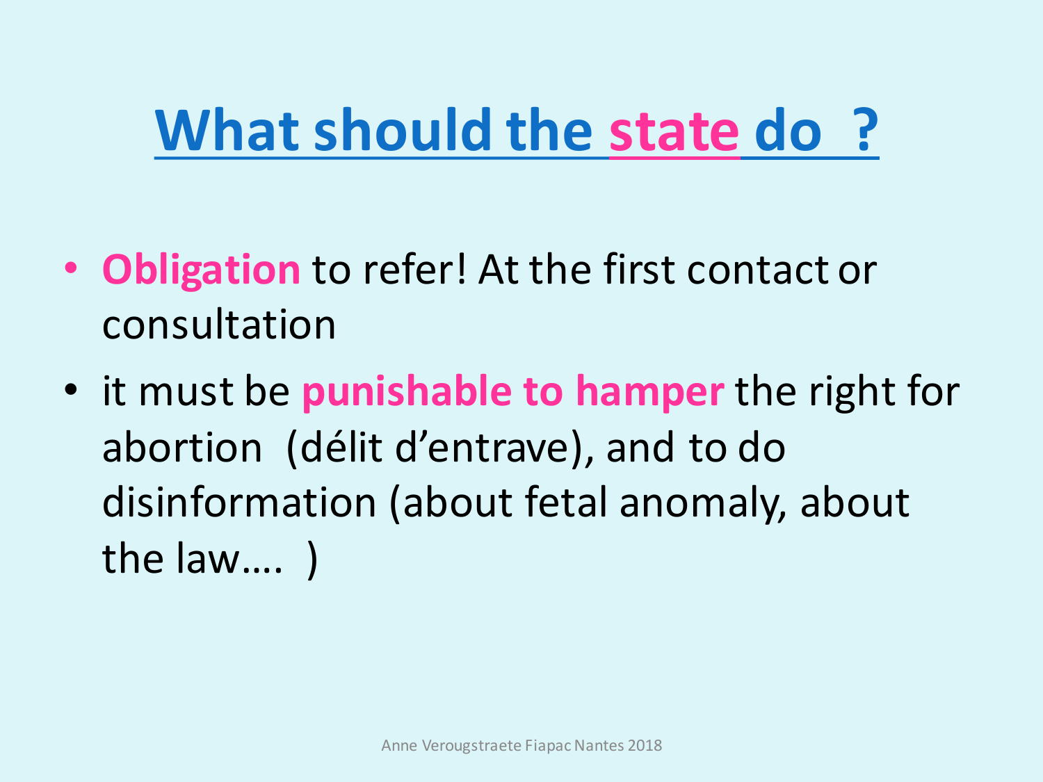# What should the state do ?

- **Obligation** to refer! At the first contact or consultation
- it must be **punishable to hamper** the right for abortion (délit d'entrave), and to do disinformation (about fetal anomaly, about the law.... )

Anne Verougstraete Fiapac Nantes 2018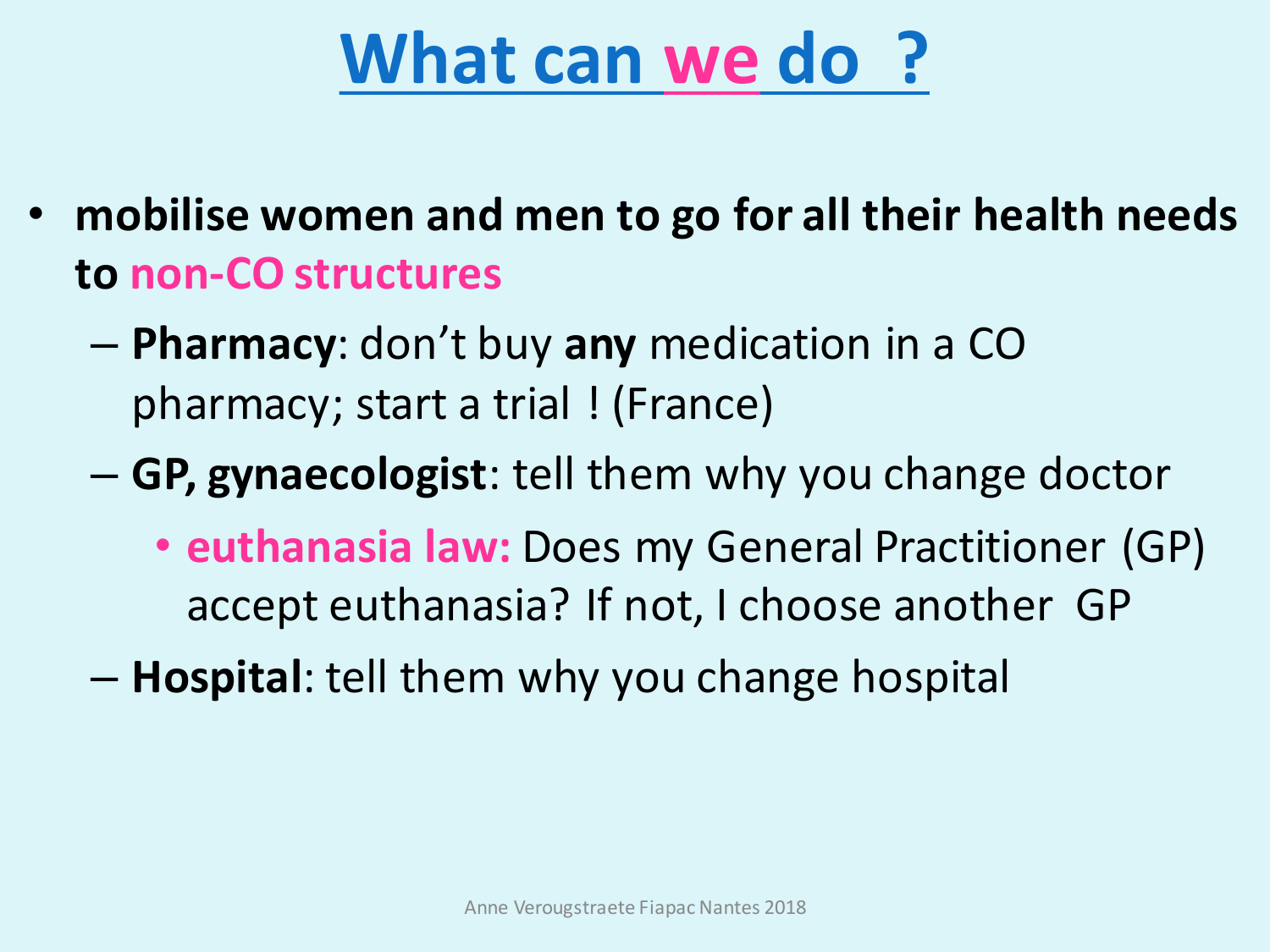# What can we do ?

- **mobilise women and men to go for all their health needs to non-CO structures**
  - **Pharmacy**: don't buy **any** medication in a CO pharmacy; start a trial ! (France)
  - **GP, gynaecologist**: tell them why you change doctor
    - **euthanasia law:** Does my General Practitioner (GP) accept euthanasia? If not, I choose another GP
  - **Hospital**: tell them why you change hospital

Anne Verougstraete Fiapac Nantes 2018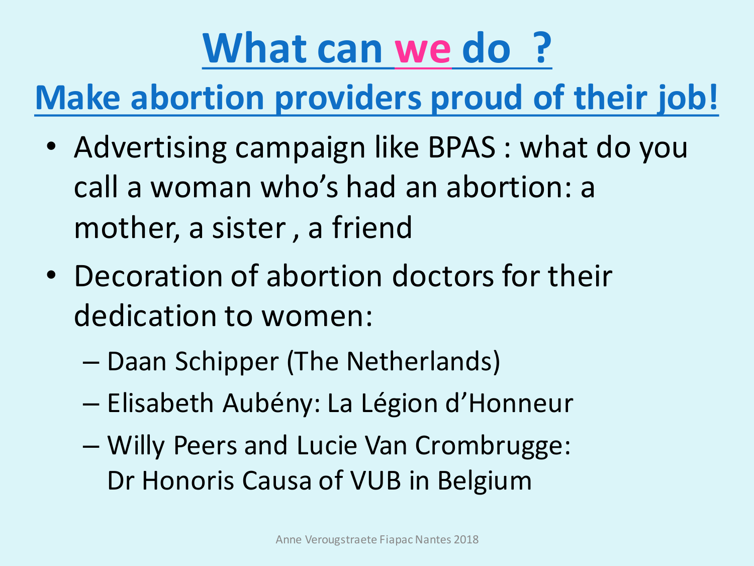# What can we do ?

## Make abortion providers proud of their job!

- Advertising campaign like BPAS : what do you call a woman who's had an abortion: a mother, a sister , a friend
- Decoration of abortion doctors for their dedication to women:
  - Daan Schipper (The Netherlands)
  - Elisabeth Aubény: La Légion d'Honneur
  - Willy Peers and Lucie Van Crombrugge: Dr Honoris Causa of VUB in Belgium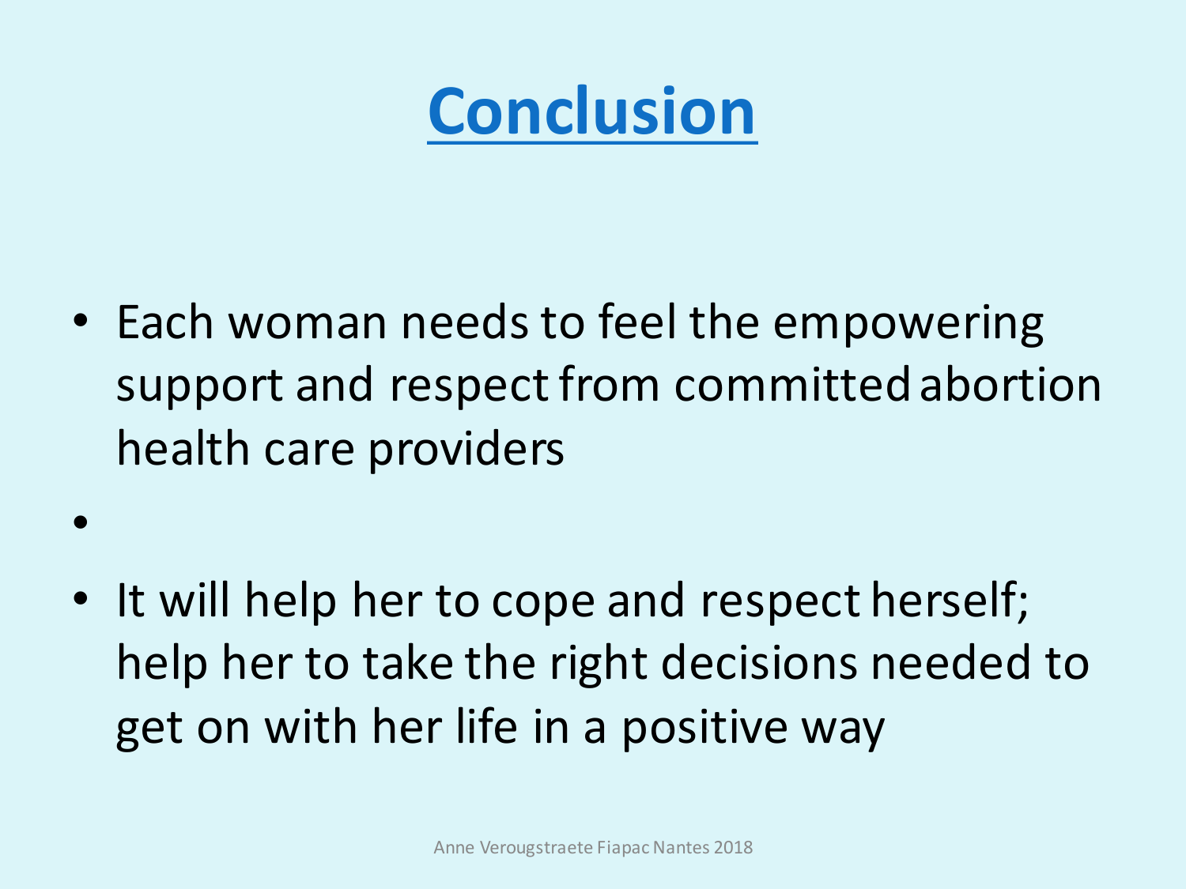# Conclusion

- Each woman needs to feel the empowering support and respect from committed abortion health care providers
- It will help her to cope and respect herself; help her to take the right decisions needed to get on with her life in a positive way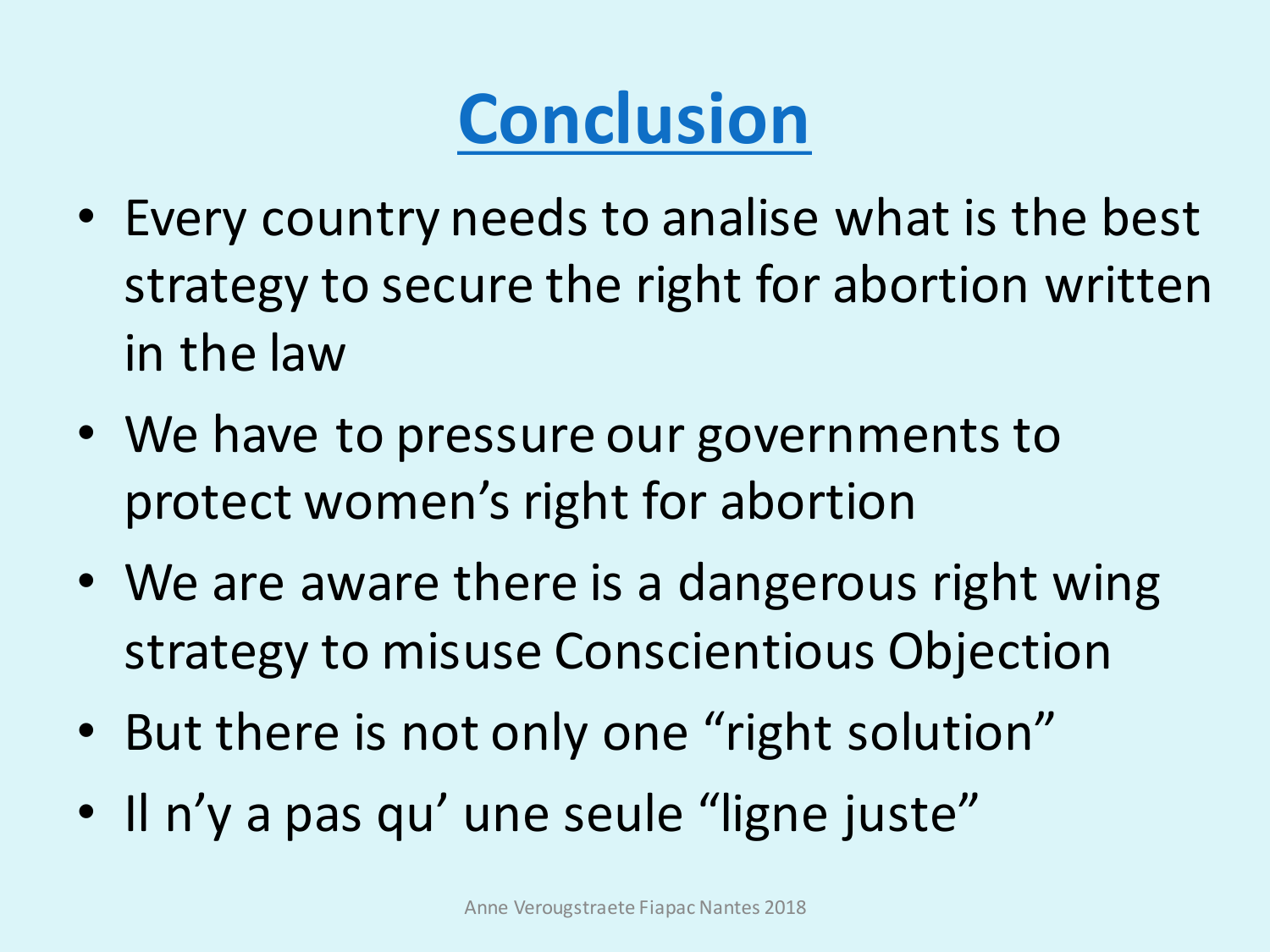# Conclusion

- Every country needs to analise what is the best strategy to secure the right for abortion written in the law
- We have to pressure our governments to protect women's right for abortion
- We are aware there is a dangerous right wing strategy to misuse Conscientious Objection
- But there is not only one "right solution"
- Il n'y a pas qu' une seule "ligne juste"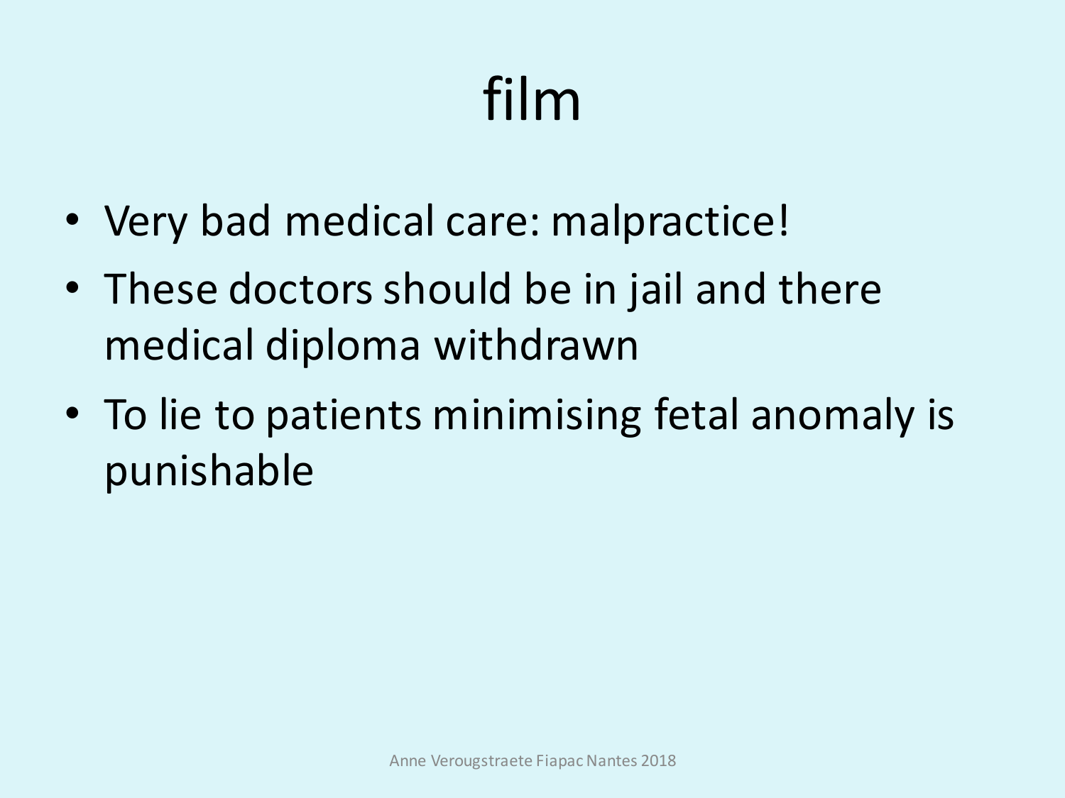# film

- Very bad medical care: malpractice!
- These doctors should be in jail and there medical diploma withdrawn
- To lie to patients minimising fetal anomaly is punishable